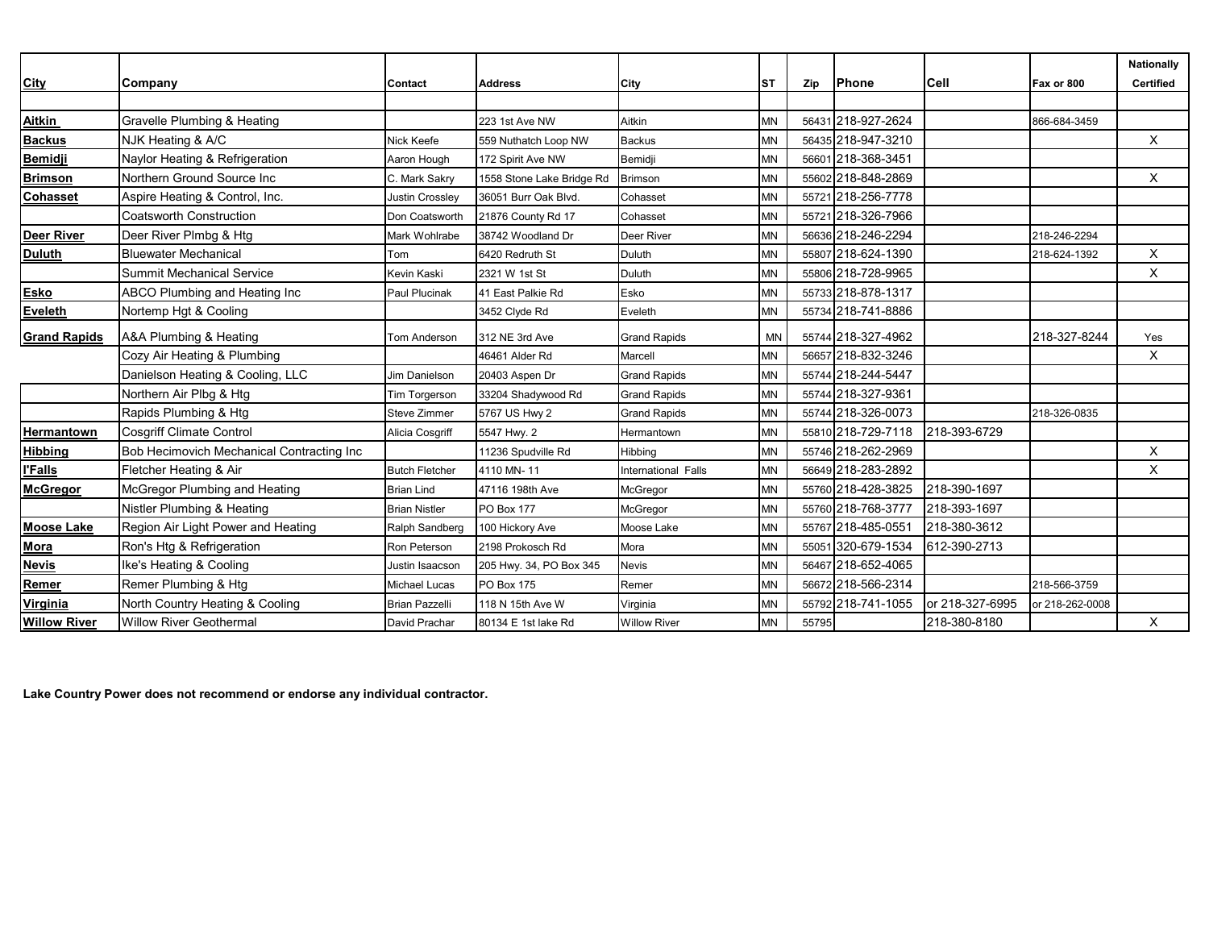| City | Company | Contact | Address | City | ST | Zip | Phone | Cell | Fax or 800 | Nationally Certified |
|---|---|---|---|---|---|---|---|---|---|---|
| | | | | | | | | | | |
| **Aitkin** | Gravelle Plumbing & Heating | | 223 1st Ave NW | Aitkin | MN | 56431 | 218-927-2624 | | 866-684-3459 | |
| **Backus** | NJK Heating & A/C | Nick Keefe | 559 Nuthatch Loop NW | Backus | MN | 56435 | 218-947-3210 | | | X |
| **Bemidji** | Naylor Heating & Refrigeration | Aaron Hough | 172 Spirit Ave NW | Bemidji | MN | 56601 | 218-368-3451 | | | |
| **Brimson** | Northern Ground Source Inc | C. Mark Sakry | 1558 Stone Lake Bridge Rd | Brimson | MN | 55602 | 218-848-2869 | | | X |
| **Cohasset** | Aspire Heating & Control, Inc. | Justin Crossley | 36051 Burr Oak Blvd. | Cohasset | MN | 55721 | 218-256-7778 | | | |
| | Coatsworth Construction | Don Coatsworth | 21876 County Rd 17 | Cohasset | MN | 55721 | 218-326-7966 | | | |
| **Deer River** | Deer River Plmbg & Htg | Mark Wohlrabe | 38742 Woodland Dr | Deer River | MN | 56636 | 218-246-2294 | | 218-246-2294 | |
| **Duluth** | Bluewater Mechanical | Tom | 6420 Redruth St | Duluth | MN | 55807 | 218-624-1390 | | 218-624-1392 | X |
| | Summit Mechanical Service | Kevin Kaski | 2321 W 1st St | Duluth | MN | 55806 | 218-728-9965 | | | X |
| **Esko** | ABCO Plumbing and Heating Inc | Paul Plucinak | 41 East Palkie Rd | Esko | MN | 55733 | 218-878-1317 | | | |
| **Eveleth** | Nortemp Hgt & Cooling | | 3452 Clyde Rd | Eveleth | MN | 55734 | 218-741-8886 | | | |
| **Grand Rapids** | A&A Plumbing & Heating | Tom Anderson | 312 NE 3rd Ave | Grand Rapids | MN | 55744 | 218-327-4962 | | 218-327-8244 | Yes |
| | Cozy Air Heating & Plumbing | | 46461 Alder Rd | Marcell | MN | 56657 | 218-832-3246 | | | X |
| | Danielson Heating & Cooling, LLC | Jim Danielson | 20403 Aspen Dr | Grand Rapids | MN | 55744 | 218-244-5447 | | | |
| | Northern Air Plbg & Htg | Tim Torgerson | 33204 Shadywood Rd | Grand Rapids | MN | 55744 | 218-327-9361 | | | |
| | Rapids Plumbing & Htg | Steve Zimmer | 5767 US Hwy 2 | Grand Rapids | MN | 55744 | 218-326-0073 | | 218-326-0835 | |
| **Hermantown** | Cosgriff Climate Control | Alicia Cosgriff | 5547 Hwy. 2 | Hermantown | MN | 55810 | 218-729-7118 | 218-393-6729 | | |
| **Hibbing** | Bob Hecimovich Mechanical Contracting Inc | | 11236 Spudville Rd | Hibbing | MN | 55746 | 218-262-2969 | | | X |
| **I'Falls** | Fletcher Heating & Air | Butch Fletcher | 4110 MN- 11 | International Falls | MN | 56649 | 218-283-2892 | | | X |
| **McGregor** | McGregor Plumbing and Heating | Brian Lind | 47116 198th Ave | McGregor | MN | 55760 | 218-428-3825 | 218-390-1697 | | |
| | Nistler Plumbing & Heating | Brian Nistler | PO Box 177 | McGregor | MN | 55760 | 218-768-3777 | 218-393-1697 | | |
| **Moose Lake** | Region Air Light Power and Heating | Ralph Sandberg | 100 Hickory Ave | Moose Lake | MN | 55767 | 218-485-0551 | 218-380-3612 | | |
| **Mora** | Ron's Htg & Refrigeration | Ron Peterson | 2198 Prokosch Rd | Mora | MN | 55051 | 320-679-1534 | 612-390-2713 | | |
| **Nevis** | Ike's Heating & Cooling | Justin Isaacson | 205 Hwy. 34, PO Box 345 | Nevis | MN | 56467 | 218-652-4065 | | | |
| **Remer** | Remer Plumbing & Htg | Michael Lucas | PO Box 175 | Remer | MN | 56672 | 218-566-2314 | | 218-566-3759 | |
| **Virginia** | North Country Heating & Cooling | Brian Pazzelli | 118 N 15th Ave W | Virginia | MN | 55792 | 218-741-1055 | or 218-327-6995 | or 218-262-0008 | |
| **Willow River** | Willow River Geothermal | David Prachar | 80134 E 1st lake Rd | Willow River | MN | 55795 | | 218-380-8180 | | X |

**Lake Country Power does not recommend or endorse any individual contractor.**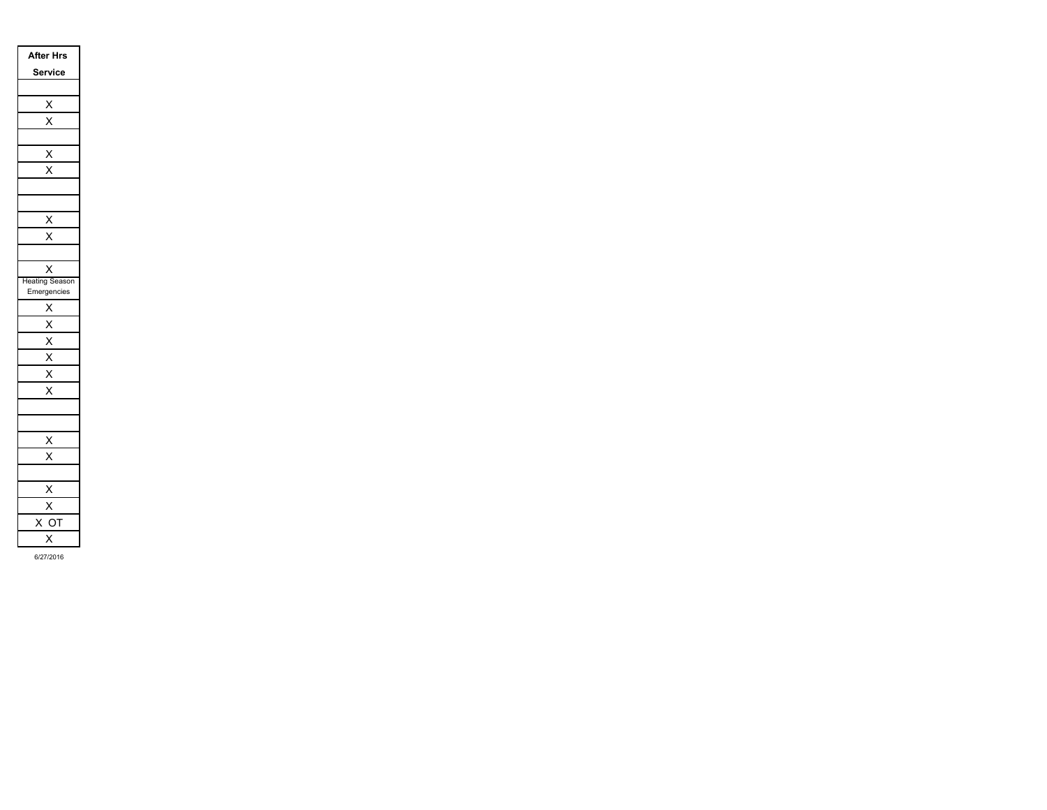| After Hrs Service |
| --- |
| |
| X |
| X |
| |
| X |
| X |
| |
| |
| X |
| X |
| |
| X |
| Heating Season Emergencies |
| X |
| X |
| X |
| X |
| X |
| X |
| |
| |
| X |
| X |
| |
| X |
| X |
| X OT |
| X |

6/27/2016